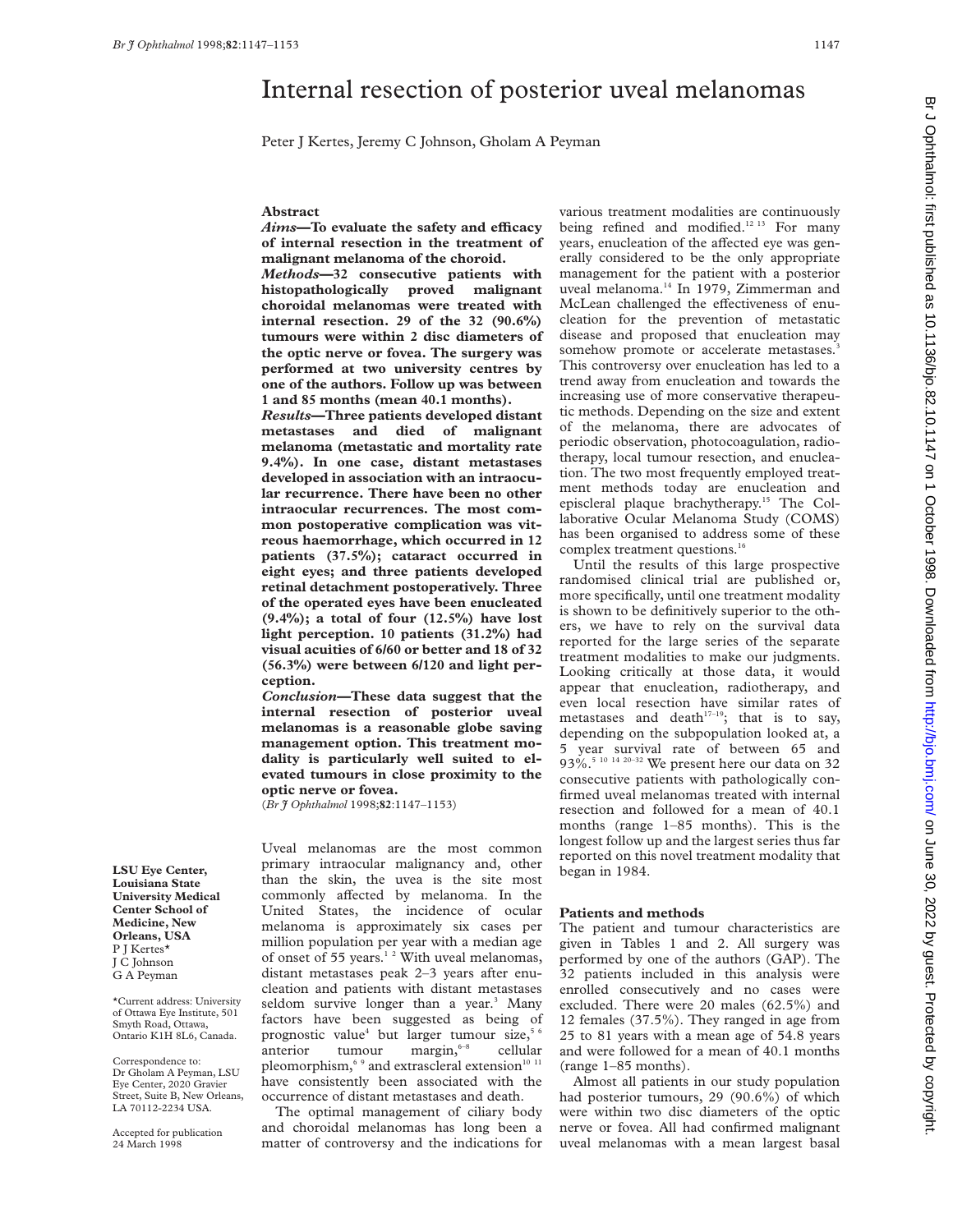# Internal resection of posterior uveal melanomas

Peter J Kertes, Jeremy C Johnson, Gholam A Peyman

LSU Eye Center, Louisiana State University Medical Center School of Medicine, New Orleans, USA
P J Kertes*
J C Johnson
G A Peyman

*Current address: University of Ottawa Eye Institute, 501 Smyth Road, Ottawa, Ontario K1H 8L6, Canada.

Correspondence to: Dr Gholam A Peyman, LSU Eye Center, 2020 Gravier Street, Suite B, New Orleans, LA 70112-2234 USA.

Accepted for publication 24 March 1998

## Abstract

***Aims*—To evaluate the safety and efficacy of internal resection in the treatment of malignant melanoma of the choroid.**

***Methods*—32 consecutive patients with histopathologically proved malignant choroidal melanomas were treated with internal resection. 29 of the 32 (90.6%) tumours were within 2 disc diameters of the optic nerve or fovea. The surgery was performed at two university centres by one of the authors. Follow up was between 1 and 85 months (mean 40.1 months).**

***Results*—Three patients developed distant metastases and died of malignant melanoma (metastatic and mortality rate 9.4%). In one case, distant metastases developed in association with an intraocular recurrence. There have been no other intraocular recurrences. The most common postoperative complication was vitreous haemorrhage, which occurred in 12 patients (37.5%); cataract occurred in eight eyes; and three patients developed retinal detachment postoperatively. Three of the operated eyes have been enucleated (9.4%); a total of four (12.5%) have lost light perception. 10 patients (31.2%) had visual acuities of 6/60 or better and 18 of 32 (56.3%) were between 6/120 and light perception.**

***Conclusion*—These data suggest that the internal resection of posterior uveal melanomas is a reasonable globe saving management option. This treatment modality is particularly well suited to elevated tumours in close proximity to the optic nerve or fovea.**

(*Br J Ophthalmol* 1998;**82**:1147–1153)

Uveal melanomas are the most common primary intraocular malignancy and, other than the skin, the uvea is the site most commonly affected by melanoma. In the United States, the incidence of ocular melanoma is approximately six cases per million population per year with a median age of onset of 55 years.[1 2] With uveal melanomas, distant metastases peak 2–3 years after enucleation and patients with distant metastases seldom survive longer than a year.[3] Many factors have been suggested as being of prognostic value[4] but larger tumour size,[5 6] anterior tumour margin,[6–8] cellular pleomorphism,[6 9] and extrascleral extension[10 11] have consistently been associated with the occurrence of distant metastases and death.

The optimal management of ciliary body and choroidal melanomas has long been a matter of controversy and the indications for various treatment modalities are continuously being refined and modified.[12 13] For many years, enucleation of the affected eye was generally considered to be the only appropriate management for the patient with a posterior uveal melanoma.[14] In 1979, Zimmerman and McLean challenged the effectiveness of enucleation for the prevention of metastatic disease and proposed that enucleation may somehow promote or accelerate metastases.[3] This controversy over enucleation has led to a trend away from enucleation and towards the increasing use of more conservative therapeutic methods. Depending on the size and extent of the melanoma, there are advocates of periodic observation, photocoagulation, radiotherapy, local tumour resection, and enucleation. The two most frequently employed treatment methods today are enucleation and episcleral plaque brachytherapy.[15] The Collaborative Ocular Melanoma Study (COMS) has been organised to address some of these complex treatment questions.[16]

Until the results of this large prospective randomised clinical trial are published or, more specifically, until one treatment modality is shown to be definitively superior to the others, we have to rely on the survival data reported for the large series of the separate treatment modalities to make our judgments. Looking critically at those data, it would appear that enucleation, radiotherapy, and even local resection have similar rates of metastases and death[17–19]; that is to say, depending on the subpopulation looked at, a 5 year survival rate of between 65 and 93%.[5 10 14 20–32] We present here our data on 32 consecutive patients with pathologically confirmed uveal melanomas treated with internal resection and followed for a mean of 40.1 months (range 1–85 months). This is the longest follow up and the largest series thus far reported on this novel treatment modality that began in 1984.

## Patients and methods

The patient and tumour characteristics are given in Tables 1 and 2. All surgery was performed by one of the authors (GAP). The 32 patients included in this analysis were enrolled consecutively and no cases were excluded. There were 20 males (62.5%) and 12 females (37.5%). They ranged in age from 25 to 81 years with a mean age of 54.8 years and were followed for a mean of 40.1 months (range 1–85 months).

Almost all patients in our study population had posterior tumours, 29 (90.6%) of which were within two disc diameters of the optic nerve or fovea. All had confirmed malignant uveal melanomas with a mean largest basal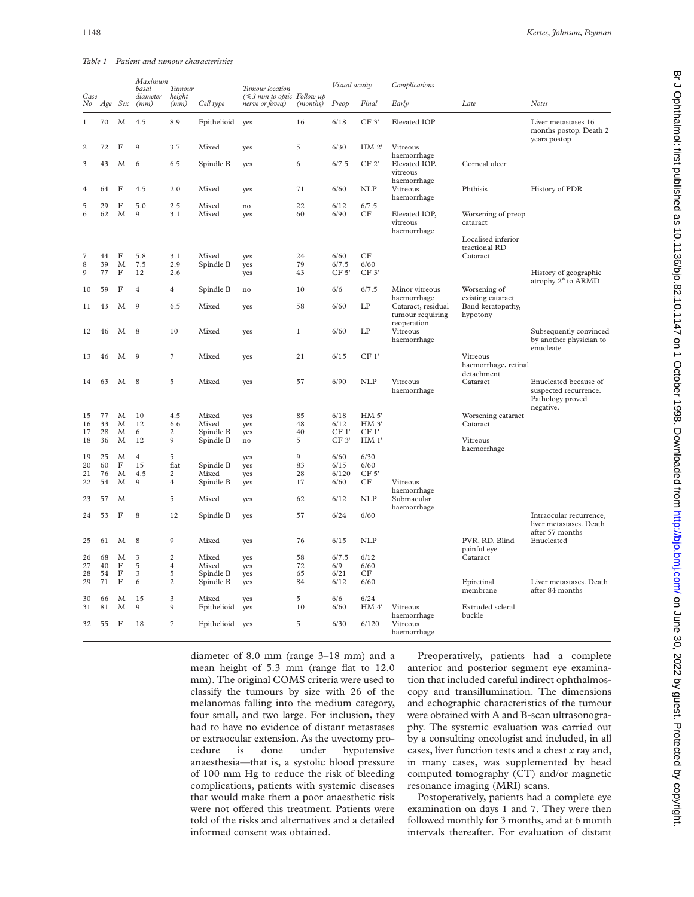*Table 1 Patient and tumour characteristics*

| Case No | Age | Sex | Maximum basal diameter (mm) | Tumour height (mm) | Cell type | Tumour location (≤3 mm to optic nerve or fovea) | Follow up (months) | Visual acuity | | Complications | | Notes |
|---|---|---|---|---|---|---|---|---|---|---|---|---|
| | | | | | | | | Preop | Final | Early | Late | |
| 1 | 70 | M | 4.5 | 8.9 | Epithelioid | yes | 16 | 6/18 | CF 3' | Elevated IOP | | Liver metastases 16 months postop. Death 2 years postop |
| 2 | 72 | F | 9 | 3.7 | Mixed | yes | 5 | 6/30 | HM 2' | Vitreous haemorrhage | | |
| 3 | 43 | M | 6 | 6.5 | Spindle B | yes | 6 | 6/7.5 | CF 2' | Elevated IOP, vitreous haemorrhage | Corneal ulcer | |
| 4 | 64 | F | 4.5 | 2.0 | Mixed | yes | 71 | 6/60 | NLP | Vitreous haemorrhage | Phthisis | History of PDR |
| 5 | 29 | F | 5.0 | 2.5 | Mixed | no | 22 | 6/12 | 6/7.5 | | | |
| 6 | 62 | M | 9 | 3.1 | Mixed | yes | 60 | 6/90 | CF | Elevated IOP, vitreous haemorrhage | Worsening of preop cataract; Localised inferior tractional RD | |
| 7 | 44 | F | 5.8 | 3.1 | Mixed | yes | 24 | 6/60 | CF | | Cataract | |
| 8 | 39 | M | 7.5 | 2.9 | Spindle B | yes | 79 | 6/7.5 | 6/60 | | | |
| 9 | 77 | F | 12 | 2.6 | | yes | 43 | CF 5' | CF 3' | | | History of geographic atrophy 2° to ARMD |
| 10 | 59 | F | 4 | 4 | Spindle B | no | 10 | 6/6 | 6/7.5 | Minor vitreous haemorrhage | Worsening of existing cataract | |
| 11 | 43 | M | 9 | 6.5 | Mixed | yes | 58 | 6/60 | LP | Cataract, residual tumour requiring reoperation | Band keratopathy, hypotony | |
| 12 | 46 | M | 8 | 10 | Mixed | yes | 1 | 6/60 | LP | Vitreous haemorrhage | | Subsequently convinced by another physician to enucleate |
| 13 | 46 | M | 9 | 7 | Mixed | yes | 21 | 6/15 | CF 1' | | Vitreous haemorrhage, retinal detachment | |
| 14 | 63 | M | 8 | 5 | Mixed | yes | 57 | 6/90 | NLP | Vitreous haemorrhage | Cataract | Enucleated because of suspected recurrence. Pathology proved negative. |
| 15 | 77 | M | 10 | 4.5 | Mixed | yes | 85 | 6/18 | HM 5' | | Worsening cataract | |
| 16 | 33 | M | 12 | 6.6 | Mixed | yes | 48 | 6/12 | HM 3' | | Cataract | |
| 17 | 28 | M | 6 | 2 | Spindle B | yes | 40 | CF 1' | CF 1' | | | |
| 18 | 36 | M | 12 | 9 | Spindle B | no | 5 | CF 3' | HM 1' | | Vitreous haemorrhage | |
| 19 | 25 | M | 4 | 5 | | yes | 9 | 6/60 | 6/30 | | | |
| 20 | 60 | F | 15 | flat | Spindle B | yes | 83 | 6/15 | 6/60 | | | |
| 21 | 76 | M | 4.5 | 2 | Mixed | yes | 28 | 6/120 | CF 5' | | | |
| 22 | 54 | M | 9 | 4 | Spindle B | yes | 17 | 6/60 | CF | Vitreous haemorrhage | | |
| 23 | 57 | M | | 5 | Mixed | yes | 62 | 6/12 | NLP | Submacular haemorrhage | | |
| 24 | 53 | F | 8 | 12 | Spindle B | yes | 57 | 6/24 | 6/60 | | | Intraocular recurrence, liver metastases. Death after 57 months |
| 25 | 61 | M | 8 | 9 | Mixed | yes | 76 | 6/15 | NLP | | PVR, RD. Blind painful eye | Enucleated |
| 26 | 68 | M | 3 | 2 | Mixed | yes | 58 | 6/7.5 | 6/12 | | Cataract | |
| 27 | 40 | F | 5 | 4 | Mixed | yes | 72 | 6/9 | 6/60 | | | |
| 28 | 54 | F | 3 | 5 | Spindle B | yes | 65 | 6/21 | CF | | | |
| 29 | 71 | F | 6 | 2 | Spindle B | yes | 84 | 6/12 | 6/60 | | Epiretinal membrane | Liver metastases. Death after 84 months |
| 30 | 66 | M | 15 | 3 | Mixed | yes | 5 | 6/6 | 6/24 | | | |
| 31 | 81 | M | 9 | 9 | Epithelioid | yes | 10 | 6/60 | HM 4' | Vitreous haemorrhage | Extruded scleral buckle | |
| 32 | 55 | F | 18 | 7 | Epithelioid | yes | 5 | 6/30 | 6/120 | Vitreous haemorrhage | | |

diameter of 8.0 mm (range 3–18 mm) and a mean height of 5.3 mm (range flat to 12.0 mm). The original COMS criteria were used to classify the tumours by size with 26 of the melanomas falling into the medium category, four small, and two large. For inclusion, they had to have no evidence of distant metastases or extraocular extension. As the uvectomy procedure is done under hypotensive anaesthesia—that is, a systolic blood pressure of 100 mm Hg to reduce the risk of bleeding complications, patients with systemic diseases that would make them a poor anaesthetic risk were not offered this treatment. Patients were told of the risks and alternatives and a detailed informed consent was obtained.

Preoperatively, patients had a complete anterior and posterior segment eye examination that included careful indirect ophthalmoscopy and transillumination. The dimensions and echographic characteristics of the tumour were obtained with A and B-scan ultrasonography. The systemic evaluation was carried out by a consulting oncologist and included, in all cases, liver function tests and a chest *x* ray and, in many cases, was supplemented by head computed tomography (CT) and/or magnetic resonance imaging (MRI) scans.

Postoperatively, patients had a complete eye examination on days 1 and 7. They were then followed monthly for 3 months, and at 6 month intervals thereafter. For evaluation of distant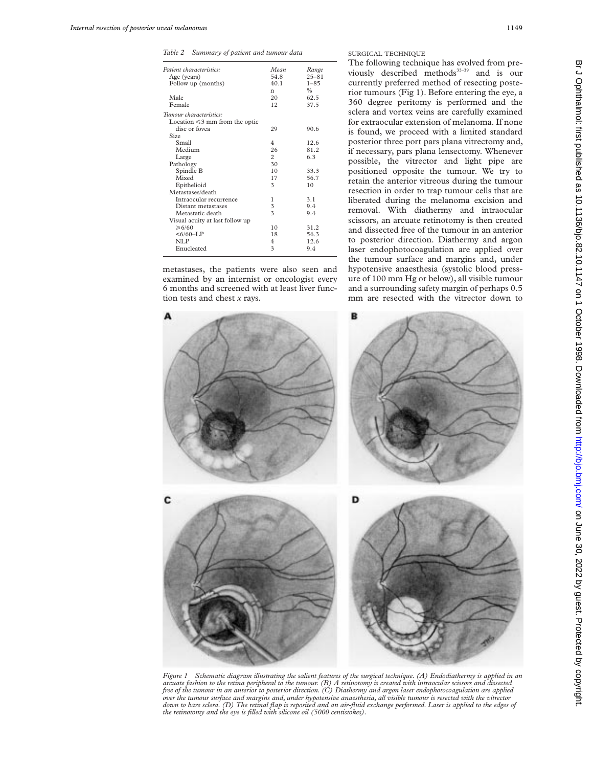*Table 2 Summary of patient and tumour data*

| | *Mean* | *Range* |
|---|---|---|
| *Patient characteristics:* | | |
| Age (years) | 54.8 | 25–81 |
| Follow up (months) | 40.1 | 1–85 |
| | n | % |
| Male | 20 | 62.5 |
| Female | 12 | 37.5 |
| *Tumour characteristics:* | | |
| Location ≤3 mm from the optic disc or fovea | 29 | 90.6 |
| Size | | |
| Small | 4 | 12.6 |
| Medium | 26 | 81.2 |
| Large | 2 | 6.3 |
| Pathology | 30 | |
| Spindle B | 10 | 33.3 |
| Mixed | 17 | 56.7 |
| Epithelioid | 3 | 10 |
| Metastases/death | | |
| Intraocular recurrence | 1 | 3.1 |
| Distant metastases | 3 | 9.4 |
| Metastatic death | 3 | 9.4 |
| Visual acuity at last follow up | | |
| ≥6/60 | 10 | 31.2 |
| <6/60–LP | 18 | 56.3 |
| NLP | 4 | 12.6 |
| Enucleated | 3 | 9.4 |

metastases, the patients were also seen and examined by an internist or oncologist every 6 months and screened with at least liver function tests and chest *x* rays.

SURGICAL TECHNIQUE

The following technique has evolved from previously described methods[33–39] and is our currently preferred method of resecting posterior tumours (Fig 1). Before entering the eye, a 360 degree peritomy is performed and the sclera and vortex veins are carefully examined for extraocular extension of melanoma. If none is found, we proceed with a limited standard posterior three port pars plana vitrectomy and, if necessary, pars plana lensectomy. Whenever possible, the vitrector and light pipe are positioned opposite the tumour. We try to retain the anterior vitreous during the tumour resection in order to trap tumour cells that are liberated during the melanoma excision and removal. With diathermy and intraocular scissors, an arcuate retinotomy is then created and dissected free of the tumour in an anterior to posterior direction. Diathermy and argon laser endophotocoagulation are applied over the tumour surface and margins and, under hypotensive anaesthesia (systolic blood pressure of 100 mm Hg or below), all visible tumour and a surrounding safety margin of perhaps 0.5 mm are resected with the vitrector down to

*Figure 1 Schematic diagram illustrating the salient features of the surgical technique. (A) Endodiathermy is applied in an arcuate fashion to the retina peripheral to the tumour. (B) A retinotomy is created with intraocular scissors and dissected free of the tumour in an anterior to posterior direction. (C) Diathermy and argon laser endophotocoagulation are applied over the tumour surface and margins and, under hypotensive anaesthesia, all visible tumour is resected with the vitrector down to bare sclera. (D) The retinal flap is reposited and an air-fluid exchange performed. Laser is applied to the edges of the retinotomy and the eye is filled with silicone oil (5000 centistokes).*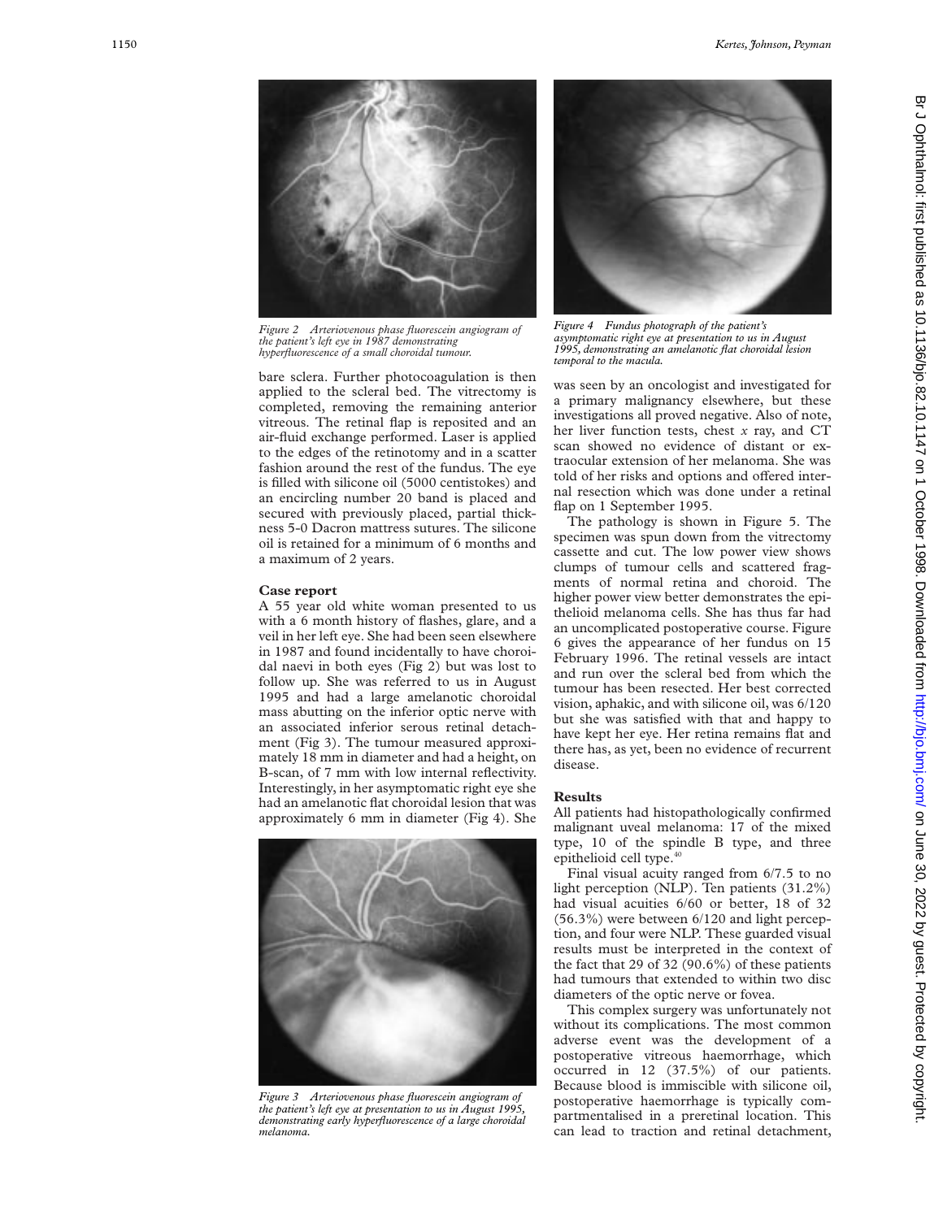Figure 2 Arteriovenous phase fluorescein angiogram of the patient's left eye in 1987 demonstrating hyperfluorescence of a small choroidal tumour.

bare sclera. Further photocoagulation is then applied to the scleral bed. The vitrectomy is completed, removing the remaining anterior vitreous. The retinal flap is reposited and an air-fluid exchange performed. Laser is applied to the edges of the retinotomy and in a scatter fashion around the rest of the fundus. The eye is filled with silicone oil (5000 centistokes) and an encircling number 20 band is placed and secured with previously placed, partial thickness 5-0 Dacron mattress sutures. The silicone oil is retained for a minimum of 6 months and a maximum of 2 years.

### Case report

A 55 year old white woman presented to us with a 6 month history of flashes, glare, and a veil in her left eye. She had been seen elsewhere in 1987 and found incidentally to have choroidal naevi in both eyes (Fig 2) but was lost to follow up. She was referred to us in August 1995 and had a large amelanotic choroidal mass abutting on the inferior optic nerve with an associated inferior serous retinal detachment (Fig 3). The tumour measured approximately 18 mm in diameter and had a height, on B-scan, of 7 mm with low internal reflectivity. Interestingly, in her asymptomatic right eye she had an amelanotic flat choroidal lesion that was approximately 6 mm in diameter (Fig 4). She

Figure 3 Arteriovenous phase fluorescein angiogram of the patient's left eye at presentation to us in August 1995, demonstrating early hyperfluorescence of a large choroidal melanoma.

Figure 4 Fundus photograph of the patient's asymptomatic right eye at presentation to us in August 1995, demonstrating an amelanotic flat choroidal lesion temporal to the macula.

was seen by an oncologist and investigated for a primary malignancy elsewhere, but these investigations all proved negative. Also of note, her liver function tests, chest *x* ray, and CT scan showed no evidence of distant or extraocular extension of her melanoma. She was told of her risks and options and offered internal resection which was done under a retinal flap on 1 September 1995.

The pathology is shown in Figure 5. The specimen was spun down from the vitrectomy cassette and cut. The low power view shows clumps of tumour cells and scattered fragments of normal retina and choroid. The higher power view better demonstrates the epithelioid melanoma cells. She has thus far had an uncomplicated postoperative course. Figure 6 gives the appearance of her fundus on 15 February 1996. The retinal vessels are intact and run over the scleral bed from which the tumour has been resected. Her best corrected vision, aphakic, and with silicone oil, was 6/120 but she was satisfied with that and happy to have kept her eye. Her retina remains flat and there has, as yet, been no evidence of recurrent disease.

### Results

All patients had histopathologically confirmed malignant uveal melanoma: 17 of the mixed type, 10 of the spindle B type, and three epithelioid cell type.[40]

Final visual acuity ranged from 6/7.5 to no light perception (NLP). Ten patients (31.2%) had visual acuities 6/60 or better, 18 of 32 (56.3%) were between 6/120 and light perception, and four were NLP. These guarded visual results must be interpreted in the context of the fact that 29 of 32 (90.6%) of these patients had tumours that extended to within two disc diameters of the optic nerve or fovea.

This complex surgery was unfortunately not without its complications. The most common adverse event was the development of a postoperative vitreous haemorrhage, which occurred in 12 (37.5%) of our patients. Because blood is immiscible with silicone oil, postoperative haemorrhage is typically compartmentalised in a preretinal location. This can lead to traction and retinal detachment,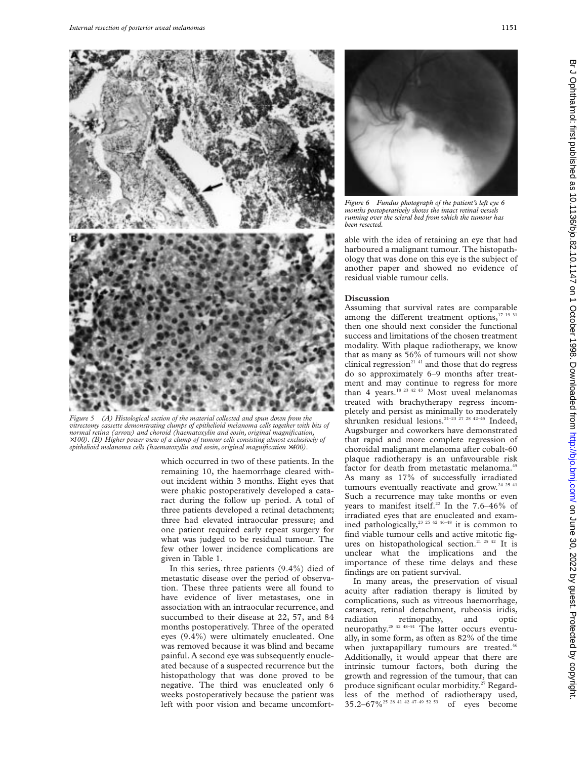*Figure 5 (A) Histological section of the material collected and spun down from the vitrectomy cassette demonstrating clumps of epithelioid melanoma cells together with bits of normal retina (arrow) and choroid (haematoxylin and eosin, original magnification, ×100). (B) Higher power view of a clump of tumour cells consisting almost exclusively of epithelioid melanoma cells (haematoxylin and eosin, original magnification ×400).*

which occurred in two of these patients. In the remaining 10, the haemorrhage cleared without incident within 3 months. Eight eyes that were phakic postoperatively developed a cataract during the follow up period. A total of three patients developed a retinal detachment; three had elevated intraocular pressure; and one patient required early repeat surgery for what was judged to be residual tumour. The few other lower incidence complications are given in Table 1.

In this series, three patients (9.4%) died of metastatic disease over the period of observation. These three patients were all found to have evidence of liver metastases, one in association with an intraocular recurrence, and succumbed to their disease at 22, 57, and 84 months postoperatively. Three of the operated eyes (9.4%) were ultimately enucleated. One was removed because it was blind and became painful. A second eye was subsequently enucleated because of a suspected recurrence but the histopathology that was done proved to be negative. The third was enucleated only 6 weeks postoperatively because the patient was left with poor vision and became uncomfortable with the idea of retaining an eye that had harboured a malignant tumour. The histopathology that was done on this eye is the subject of another paper and showed no evidence of residual viable tumour cells.

*Figure 6 Fundus photograph of the patient's left eye 6 months postoperatively shows the intact retinal vessels running over the scleral bed from which the tumour has been resected.*

## Discussion

Assuming that survival rates are comparable among the different treatment options,[17–19 31] then one should next consider the functional success and limitations of the chosen treatment modality. With plaque radiotherapy, we know that as many as 56% of tumours will not show clinical regression[21 41] and those that do regress do so approximately 6–9 months after treatment and may continue to regress for more than 4 years.[18 23 42 43] Most uveal melanomas treated with brachytherapy regress incompletely and persist as minimally to moderately shrunken residual lesions.[21–23 27 28 42–45] Indeed, Augsburger and coworkers have demonstrated that rapid and more complete regression of choroidal malignant melanoma after cobalt-60 plaque radiotherapy is an unfavourable risk factor for death from metastatic melanoma.[45] As many as 17% of successfully irradiated tumours eventually reactivate and grow.[24 25 41] Such a recurrence may take months or even years to manifest itself.[22] In the 7.6–46% of irradiated eyes that are enucleated and examined pathologically,[23 25 42 46–48] it is common to find viable tumour cells and active mitotic figures on histopathological section.[21 25 42] It is unclear what the implications and the importance of these time delays and these findings are on patient survival.

In many areas, the preservation of visual acuity after radiation therapy is limited by complications, such as vitreous haemorrhage, cataract, retinal detachment, rubeosis iridis, radiation retinopathy, and optic neuropathy.[28 42 48–51] The latter occurs eventually, in some form, as often as 82% of the time when juxtapapillary tumours are treated.[46] Additionally, it would appear that there are intrinsic tumour factors, both during the growth and regression of the tumour, that can produce significant ocular morbidity.[27] Regardless of the method of radiotherapy used, 35.2–67%[25 28 41 42 47–49 52 53] of eyes become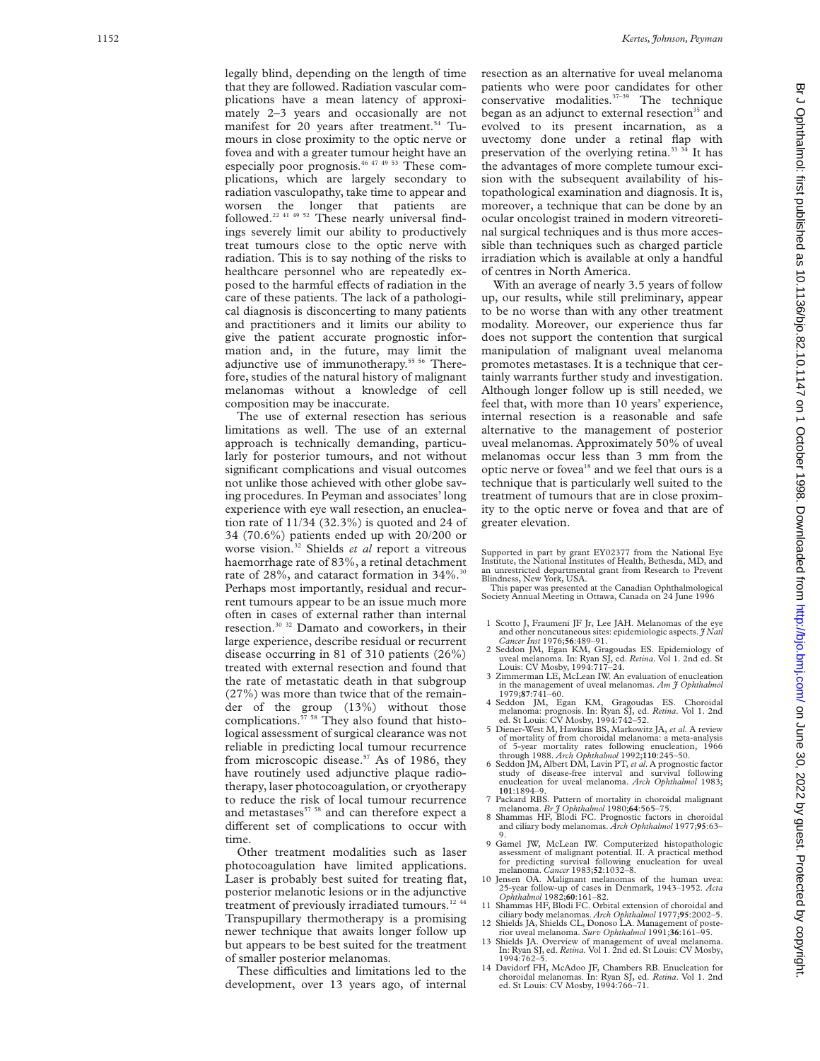legally blind, depending on the length of time that they are followed. Radiation vascular complications have a mean latency of approximately 2–3 years and occasionally are not manifest for 20 years after treatment.[54] Tumours in close proximity to the optic nerve or fovea and with a greater tumour height have an especially poor prognosis.[46 47 49 53] These complications, which are largely secondary to radiation vasculopathy, take time to appear and worsen the longer that patients are followed.[22 41 49 52] These nearly universal findings severely limit our ability to productively treat tumours close to the optic nerve with radiation. This is to say nothing of the risks to healthcare personnel who are repeatedly exposed to the harmful effects of radiation in the care of these patients. The lack of a pathological diagnosis is disconcerting to many patients and practitioners and it limits our ability to give the patient accurate prognostic information and, in the future, may limit the adjunctive use of immunotherapy.[55 56] Therefore, studies of the natural history of malignant melanomas without a knowledge of cell composition may be inaccurate.

The use of external resection has serious limitations as well. The use of an external approach is technically demanding, particularly for posterior tumours, and not without significant complications and visual outcomes not unlike those achieved with other globe saving procedures. In Peyman and associates' long experience with eye wall resection, an enucleation rate of 11/34 (32.3%) is quoted and 24 of 34 (70.6%) patients ended up with 20/200 or worse vision.[32] Shields *et al* report a vitreous haemorrhage rate of 83%, a retinal detachment rate of 28%, and cataract formation in 34%.[30] Perhaps most importantly, residual and recurrent tumours appear to be an issue much more often in cases of external rather than internal resection.[30 32] Damato and coworkers, in their large experience, describe residual or recurrent disease occurring in 81 of 310 patients (26%) treated with external resection and found that the rate of metastatic death in that subgroup (27%) was more than twice that of the remainder of the group (13%) without those complications.[57 58] They also found that histological assessment of surgical clearance was not reliable in predicting local tumour recurrence from microscopic disease.[57] As of 1986, they have routinely used adjunctive plaque radiotherapy, laser photocoagulation, or cryotherapy to reduce the risk of local tumour recurrence and metastases[57 58] and can therefore expect a different set of complications to occur with time.

Other treatment modalities such as laser photocoagulation have limited applications. Laser is probably best suited for treating flat, posterior melanotic lesions or in the adjunctive treatment of previously irradiated tumours.[12 44] Transpupillary thermotherapy is a promising newer technique that awaits longer follow up but appears to be best suited for the treatment of smaller posterior melanomas.

These difficulties and limitations led to the development, over 13 years ago, of internal resection as an alternative for uveal melanoma patients who were poor candidates for other conservative modalities.[37–39] The technique began as an adjunct to external resection[35] and evolved to its present incarnation, as a uvectomy done under a retinal flap with preservation of the overlying retina.[33 34] It has the advantages of more complete tumour excision with the subsequent availability of histopathological examination and diagnosis. It is, moreover, a technique that can be done by an ocular oncologist trained in modern vitreoretinal surgical techniques and is thus more accessible than techniques such as charged particle irradiation which is available at only a handful of centres in North America.

With an average of nearly 3.5 years of follow up, our results, while still preliminary, appear to be no worse than with any other treatment modality. Moreover, our experience thus far does not support the contention that surgical manipulation of malignant uveal melanoma promotes metastases. It is a technique that certainly warrants further study and investigation. Although longer follow up is still needed, we feel that, with more than 10 years' experience, internal resection is a reasonable and safe alternative to the management of posterior uveal melanomas. Approximately 50% of uveal melanomas occur less than 3 mm from the optic nerve or fovea[18] and we feel that ours is a technique that is particularly well suited to the treatment of tumours that are in close proximity to the optic nerve or fovea and that are of greater elevation.

Supported in part by grant EY02377 from the National Eye Institute, the National Institutes of Health, Bethesda, MD, and an unrestricted departmental grant from Research to Prevent Blindness, New York, USA.

This paper was presented at the Canadian Ophthalmological Society Annual Meeting in Ottawa, Canada on 24 June 1996

1 Scotto J, Fraumeni JF Jr, Lee JAH. Melanomas of the eye and other noncutaneous sites: epidemiologic aspects. *J Natl Cancer Inst* 1976;**56**:489–91.
2 Seddon JM, Egan KM, Gragoudas ES. Epidemiology of uveal melanoma. In: Ryan SJ, ed. *Retina*. Vol 1. 2nd ed. St Louis: CV Mosby, 1994:717–24.
3 Zimmerman LE, McLean IW. An evaluation of enucleation in the management of uveal melanomas. *Am J Ophthalmol* 1979;**87**:741–60.
4 Seddon JM, Egan KM, Gragoudas ES. Choroidal melanoma: prognosis. In: Ryan SJ, ed. *Retina*. Vol 1. 2nd ed. St Louis: CV Mosby, 1994:742–52.
5 Diener-West M, Hawkins BS, Markowitz JA, *et al*. A review of mortality of from choroidal melanoma: a meta-analysis of 5-year mortality rates following enucleation, 1966 through 1988. *Arch Ophthalmol* 1992;**110**:245–50.
6 Seddon JM, Albert DM, Lavin PT, *et al*. A prognostic factor study of disease-free interval and survival following enucleation for uveal melanoma. *Arch Ophthalmol* 1983; **101**:1894–9.
7 Packard RBS. Pattern of mortality in choroidal malignant melanoma. *Br J Ophthalmol* 1980;**64**:565–75.
8 Shammas HF, Blodi FC. Prognostic factors in choroidal and ciliary body melanomas. *Arch Ophthalmol* 1977;**95**:63–9.
9 Gamel JW, McLean IW. Computerized histopathologic assessment of malignant potential. II. A practical method for predicting survival following enucleation for uveal melanoma. *Cancer* 1983;**52**:1032–8.
10 Jensen OA. Malignant melanomas of the human uvea: 25-year follow-up of cases in Denmark, 1943–1952. *Acta Ophthalmol* 1982;**60**:161–82.
11 Shammas HF, Blodi FC. Orbital extension of choroidal and ciliary body melanomas. *Arch Ophthalmol* 1977;**95**:2002–5.
12 Shields JA, Shields CL, Donoso LA. Management of posterior uveal melanoma. *Surv Ophthalmol* 1991;**36**:161–95.
13 Shields JA. Overview of management of uveal melanoma. In: Ryan SJ, ed. *Retina*. Vol 1. 2nd ed. St Louis: CV Mosby, 1994:762–5.
14 Davidorf FH, McAdoo JF, Chambers RB. Enucleation for choroidal melanomas. In: Ryan SJ, ed. *Retina*. Vol 1. 2nd ed. St Louis: CV Mosby, 1994:766–71.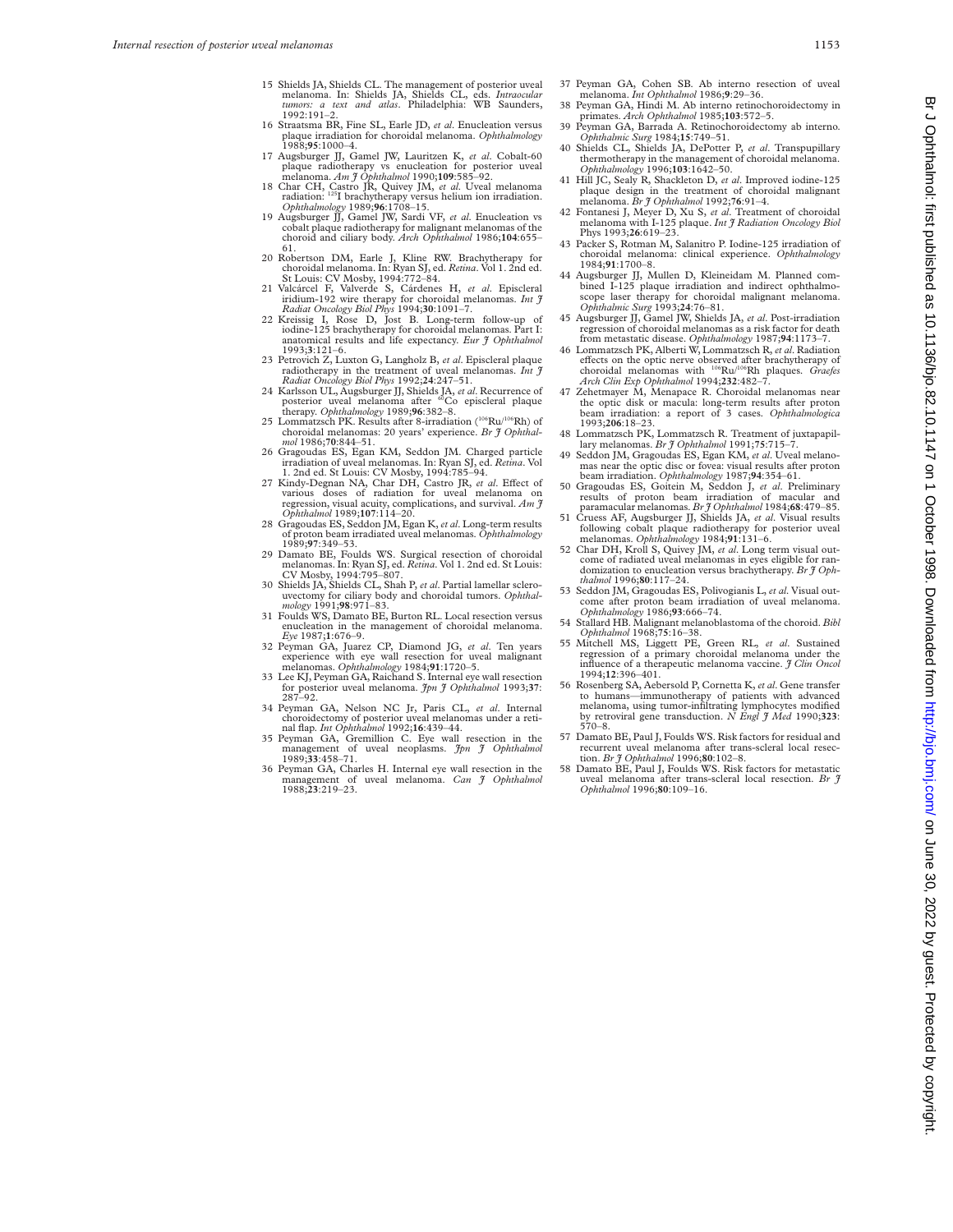15 Shields JA, Shields CL. The management of posterior uveal melanoma. In: Shields JA, Shields CL, eds. *Intraocular tumors: a text and atlas*. Philadelphia: WB Saunders, 1992:191–2.

16 Straatsma BR, Fine SL, Earle JD, *et al*. Enucleation versus plaque irradiation for choroidal melanoma. *Ophthalmology* 1988;**95**:1000–4.

17 Augsburger JJ, Gamel JW, Lauritzen K, *et al*. Cobalt-60 plaque radiotherapy vs enucleation for posterior uveal melanoma. *Am J Ophthalmol* 1990;**109**:585–92.

18 Char CH, Castro JR, Quivey JM, *et al*. Uveal melanoma radiation: $^{125}$I brachytherapy versus helium ion irradiation. *Ophthalmology* 1989;**96**:1708–15.

19 Augsburger JJ, Gamel JW, Sardi VF, *et al*. Enucleation vs cobalt plaque radiotherapy for malignant melanomas of the choroid and ciliary body. *Arch Ophthalmol* 1986;**104**:655–61.

20 Robertson DM, Earle J, Kline RW. Brachytherapy for choroidal melanoma. In: Ryan SJ, ed. *Retina*. Vol 1. 2nd ed. St Louis: CV Mosby, 1994:772–84.

21 Valcárcel F, Valverde S, Cárdenes H, *et al*. Episcleral iridium-192 wire therapy for choroidal melanomas. *Int J Radiat Oncology Biol Phys* 1994;**30**:1091–7.

22 Kreissig I, Rose D, Jost B. Long-term follow-up of iodine-125 brachytherapy for choroidal melanomas. Part I: anatomical results and life expectancy. *Eur J Ophthalmol* 1993;**3**:121–6.

23 Petrovich Z, Luxton G, Langholz B, *et al*. Episcleral plaque radiotherapy in the treatment of uveal melanomas. *Int J Radiat Oncology Biol Phys* 1992;**24**:247–51.

24 Karlsson UL, Augsburger JJ, Shields JA, *et al*. Recurrence of posterior uveal melanoma after $^{60}$Co episcleral plaque therapy. *Ophthalmology* 1989;**96**:382–8.

25 Lommatzsch PK. Results after 8-irradiation ($^{106}$Ru/$^{106}$Rh) of choroidal melanomas: 20 years' experience. *Br J Ophthalmol* 1986;**70**:844–51.

26 Gragoudas ES, Egan KM, Seddon JM. Charged particle irradiation of uveal melanomas. In: Ryan SJ, ed. *Retina*. Vol 1. 2nd ed. St Louis: CV Mosby, 1994:785–94.

27 Kindy-Degnan NA, Char DH, Castro JR, *et al*. Effect of various doses of radiation for uveal melanoma on regression, visual acuity, complications, and survival. *Am J Ophthalmol* 1989;**107**:114–20.

28 Gragoudas ES, Seddon JM, Egan K, *et al*. Long-term results of proton beam irradiated uveal melanomas. *Ophthalmology* 1989;**97**:349–53.

29 Damato BE, Foulds WS. Surgical resection of choroidal melanomas. In: Ryan SJ, ed. *Retina*. Vol 1. 2nd ed. St Louis: CV Mosby, 1994:795–807.

30 Shields JA, Shields CL, Shah P, *et al*. Partial lamellar sclerouvectomy for ciliary body and choroidal tumors. *Ophthalmology* 1991;**98**:971–83.

31 Foulds WS, Damato BE, Burton RL. Local resection versus enucleation in the management of choroidal melanoma. *Eye* 1987;**1**:676–9.

32 Peyman GA, Juarez CP, Diamond JG, *et al*. Ten years experience with eye wall resection for uveal malignant melanomas. *Ophthalmology* 1984;**91**:1720–5.

33 Lee KJ, Peyman GA, Raichand S. Internal eye wall resection for posterior uveal melanoma. *Jpn J Ophthalmol* 1993;**37**:287–92.

34 Peyman GA, Nelson NC Jr, Paris CL, *et al*. Internal choroidectomy of posterior uveal melanomas under a retinal flap. *Int Ophthalmol* 1992;**16**:439–44.

35 Peyman GA, Gremillion C. Eye wall resection in the management of uveal neoplasms. *Jpn J Ophthalmol* 1989;**33**:458–71.

36 Peyman GA, Charles H. Internal eye wall resection in the management of uveal melanoma. *Can J Ophthalmol* 1988;**23**:219–23.

37 Peyman GA, Cohen SB. Ab interno resection of uveal melanoma. *Int Ophthalmol* 1986;**9**:29–36.

38 Peyman GA, Hindi M. Ab interno retinochoroidectomy in primates. *Arch Ophthalmol* 1985;**103**:572–5.

39 Peyman GA, Barrada A. Retinochoroidectomy ab interno. *Ophthalmic Surg* 1984;**15**:749–51.

40 Shields CL, Shields JA, DePotter P, *et al*. Transpupillary thermotherapy in the management of choroidal melanoma. *Ophthalmology* 1996;**103**:1642–50.

41 Hill JC, Sealy R, Shackleton D, *et al*. Improved iodine-125 plaque design in the treatment of choroidal malignant melanoma. *Br J Ophthalmol* 1992;**76**:91–4.

42 Fontanesi J, Meyer D, Xu S, *et al*. Treatment of choroidal melanoma with I-125 plaque. *Int J Radiation Oncology Biol Phys* 1993;**26**:619–23.

43 Packer S, Rotman M, Salanitro P. Iodine-125 irradiation of choroidal melanoma: clinical experience. *Ophthalmology* 1984;**91**:1700–8.

44 Augsburger JJ, Mullen D, Kleineidam M. Planned combined I-125 plaque irradiation and indirect ophthalmoscope laser therapy for choroidal malignant melanoma. *Ophthalmic Surg* 1993;**24**:76–81.

45 Augsburger JJ, Gamel JW, Shields JA, *et al*. Post-irradiation regression of choroidal melanomas as a risk factor for death from metastatic disease. *Ophthalmology* 1987;**94**:1173–7.

46 Lommatzsch PK, Alberti W, Lommatzsch R, *et al*. Radiation effects on the optic nerve observed after brachytherapy of choroidal melanomas with $^{106}$Ru/$^{106}$Rh plaques. *Graefes Arch Clin Exp Ophthalmol* 1994;**232**:482–7.

47 Zehetmayer M, Menapace R. Choroidal melanomas near the optic disk or macula: long-term results after proton beam irradiation: a report of 3 cases. *Ophthalmologica* 1993;**206**:18–23.

48 Lommatzsch PK, Lommatzsch R. Treatment of juxtapapillary melanomas. *Br J Ophthalmol* 1991;**75**:715–7.

49 Seddon JM, Gragoudas ES, Egan KM, *et al*. Uveal melanomas near the optic disc or fovea: visual results after proton beam irradiation. *Ophthalmology* 1987;**94**:354–61.

50 Gragoudas ES, Goitein M, Seddon J, *et al*. Preliminary results of proton beam irradiation of macular and paramacular melanomas. *Br J Ophthalmol* 1984;**68**:479–85.

51 Cruess AF, Augsburger JJ, Shields JA, *et al*. Visual results following cobalt plaque radiotherapy for posterior uveal melanomas. *Ophthalmology* 1984;**91**:131–6.

52 Char DH, Kroll S, Quivey JM, *et al*. Long term visual outcome of radiated uveal melanomas in eyes eligible for randomization to enucleation versus brachytherapy. *Br J Ophthalmol* 1996;**80**:117–24.

53 Seddon JM, Gragoudas ES, Polivogianis L, *et al*. Visual outcome after proton beam irradiation of uveal melanoma. *Ophthalmology* 1986;**93**:666–74.

54 Stallard HB. Malignant melanoblastoma of the choroid. *Bibl Ophthalmol* 1968;**75**:16–38.

55 Mitchell MS, Liggett PE, Green RL, *et al*. Sustained regression of a primary choroidal melanoma under the influence of a therapeutic melanoma vaccine. *J Clin Oncol* 1994;**12**:396–401.

56 Rosenberg SA, Aebersold P, Cornetta K, *et al*. Gene transfer to humans—immunotherapy of patients with advanced melanoma, using tumor-infiltrating lymphocytes modified by retroviral gene transduction. *N Engl J Med* 1990;**323**:570–8.

57 Damato BE, Paul J, Foulds WS. Risk factors for residual and recurrent uveal melanoma after trans-scleral local resection. *Br J Ophthalmol* 1996;**80**:102–8.

58 Damato BE, Paul J, Foulds WS. Risk factors for metastatic uveal melanoma after trans-scleral local resection. *Br J Ophthalmol* 1996;**80**:109–16.